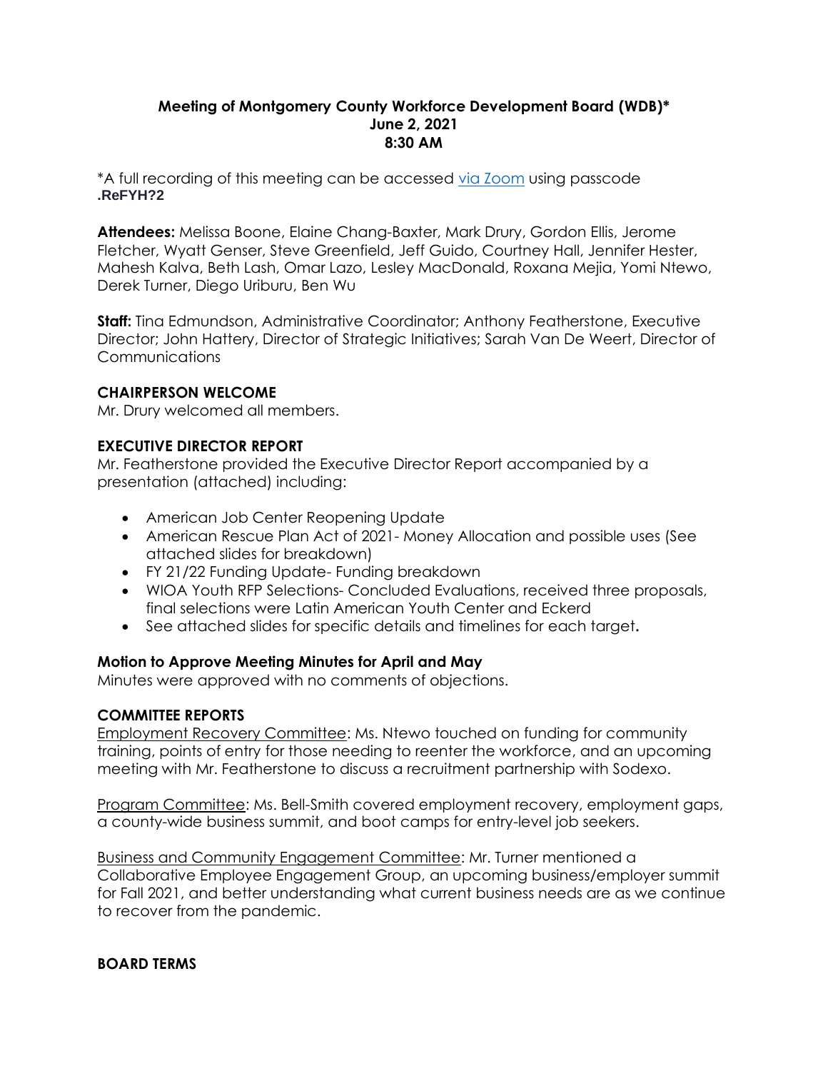# Meeting of Montgomery County Workforce Development Board (WDB)*
## June 2, 2021
## 8:30 AM

*A full recording of this meeting can be accessed via Zoom using passcode **.ReFYH?2**

**Attendees:** Melissa Boone, Elaine Chang-Baxter, Mark Drury, Gordon Ellis, Jerome Fletcher, Wyatt Genser, Steve Greenfield, Jeff Guido, Courtney Hall, Jennifer Hester, Mahesh Kalva, Beth Lash, Omar Lazo, Lesley MacDonald, Roxana Mejia, Yomi Ntewo, Derek Turner, Diego Uriburu, Ben Wu

**Staff:** Tina Edmundson, Administrative Coordinator; Anthony Featherstone, Executive Director; John Hattery, Director of Strategic Initiatives; Sarah Van De Weert, Director of Communications

### CHAIRPERSON WELCOME

Mr. Drury welcomed all members.

### EXECUTIVE DIRECTOR REPORT

Mr. Featherstone provided the Executive Director Report accompanied by a presentation (attached) including:

- American Job Center Reopening Update
- American Rescue Plan Act of 2021- Money Allocation and possible uses (See attached slides for breakdown)
- FY 21/22 Funding Update- Funding breakdown
- WIOA Youth RFP Selections- Concluded Evaluations, received three proposals, final selections were Latin American Youth Center and Eckerd
- See attached slides for specific details and timelines for each target**.**

### Motion to Approve Meeting Minutes for April and May

Minutes were approved with no comments of objections.

### COMMITTEE REPORTS

Employment Recovery Committee: Ms. Ntewo touched on funding for community training, points of entry for those needing to reenter the workforce, and an upcoming meeting with Mr. Featherstone to discuss a recruitment partnership with Sodexo.

Program Committee: Ms. Bell-Smith covered employment recovery, employment gaps, a county-wide business summit, and boot camps for entry-level job seekers.

Business and Community Engagement Committee: Mr. Turner mentioned a Collaborative Employee Engagement Group, an upcoming business/employer summit for Fall 2021, and better understanding what current business needs are as we continue to recover from the pandemic.

### BOARD TERMS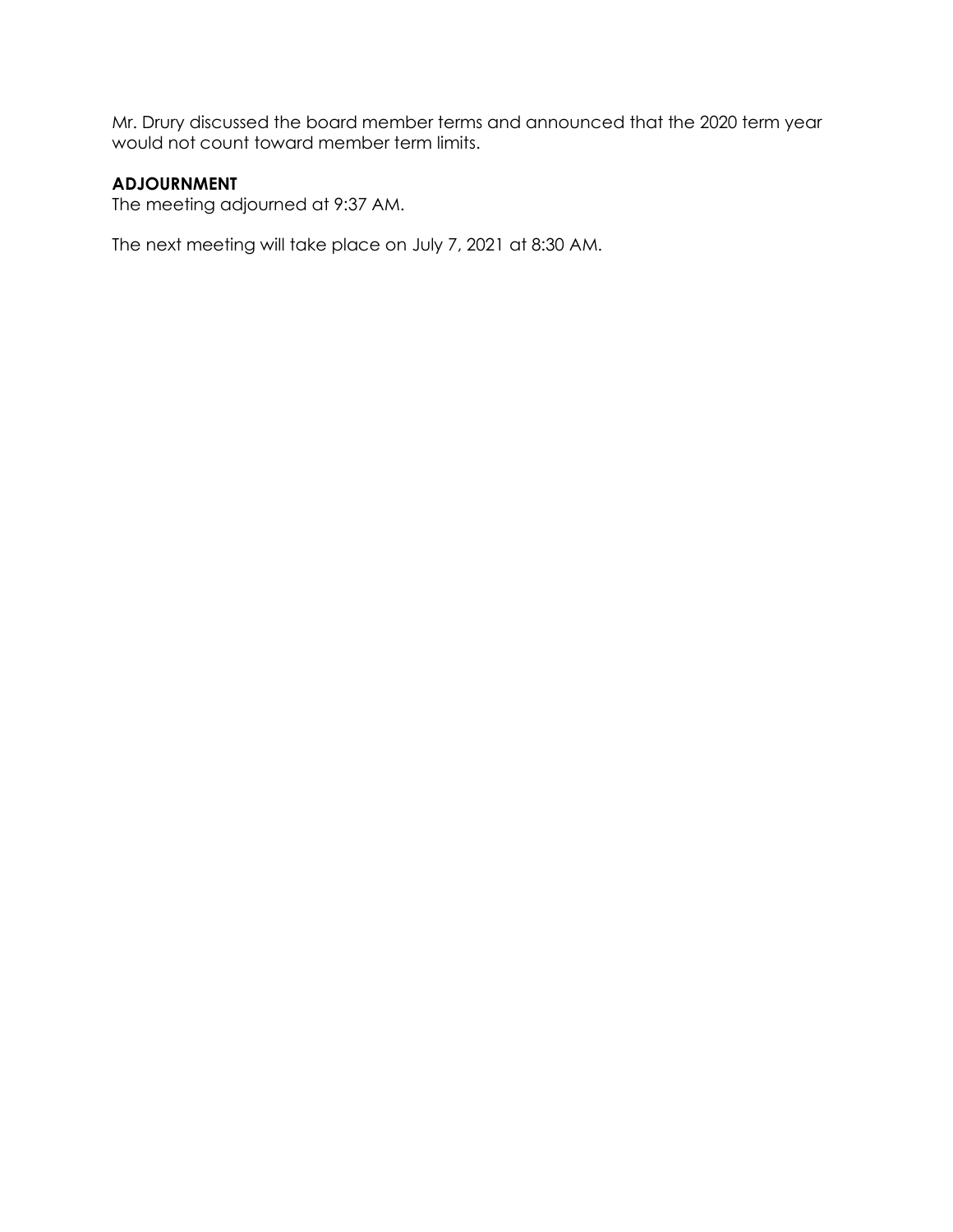Mr. Drury discussed the board member terms and announced that the 2020 term year would not count toward member term limits.

**ADJOURNMENT**
The meeting adjourned at 9:37 AM.

The next meeting will take place on July 7, 2021 at 8:30 AM.